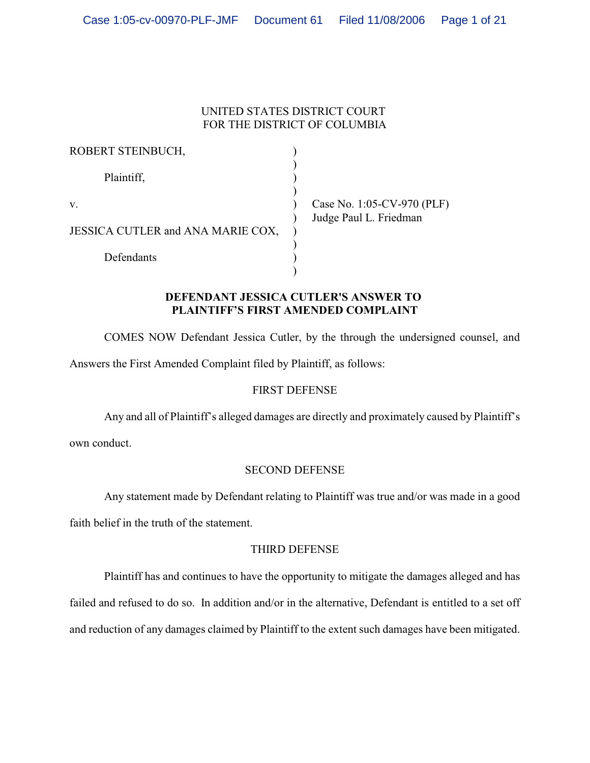UNITED STATES DISTRICT COURT
FOR THE DISTRICT OF COLUMBIA

| | | |
|---|---|---|
| ROBERT STEINBUCH, | ) | |
| Plaintiff, | ) | |
| v. | ) | Case No. 1:05-CV-970 (PLF) |
| | ) | Judge Paul L. Friedman |
| JESSICA CUTLER and ANA MARIE COX, | ) | |
| Defendants | ) | |

**DEFENDANT JESSICA CUTLER'S ANSWER TO PLAINTIFF'S FIRST AMENDED COMPLAINT**

COMES NOW Defendant Jessica Cutler, by the through the undersigned counsel, and Answers the First Amended Complaint filed by Plaintiff, as follows:

FIRST DEFENSE

Any and all of Plaintiff's alleged damages are directly and proximately caused by Plaintiff's own conduct.

SECOND DEFENSE

Any statement made by Defendant relating to Plaintiff was true and/or was made in a good faith belief in the truth of the statement.

THIRD DEFENSE

Plaintiff has and continues to have the opportunity to mitigate the damages alleged and has failed and refused to do so. In addition and/or in the alternative, Defendant is entitled to a set off and reduction of any damages claimed by Plaintiff to the extent such damages have been mitigated.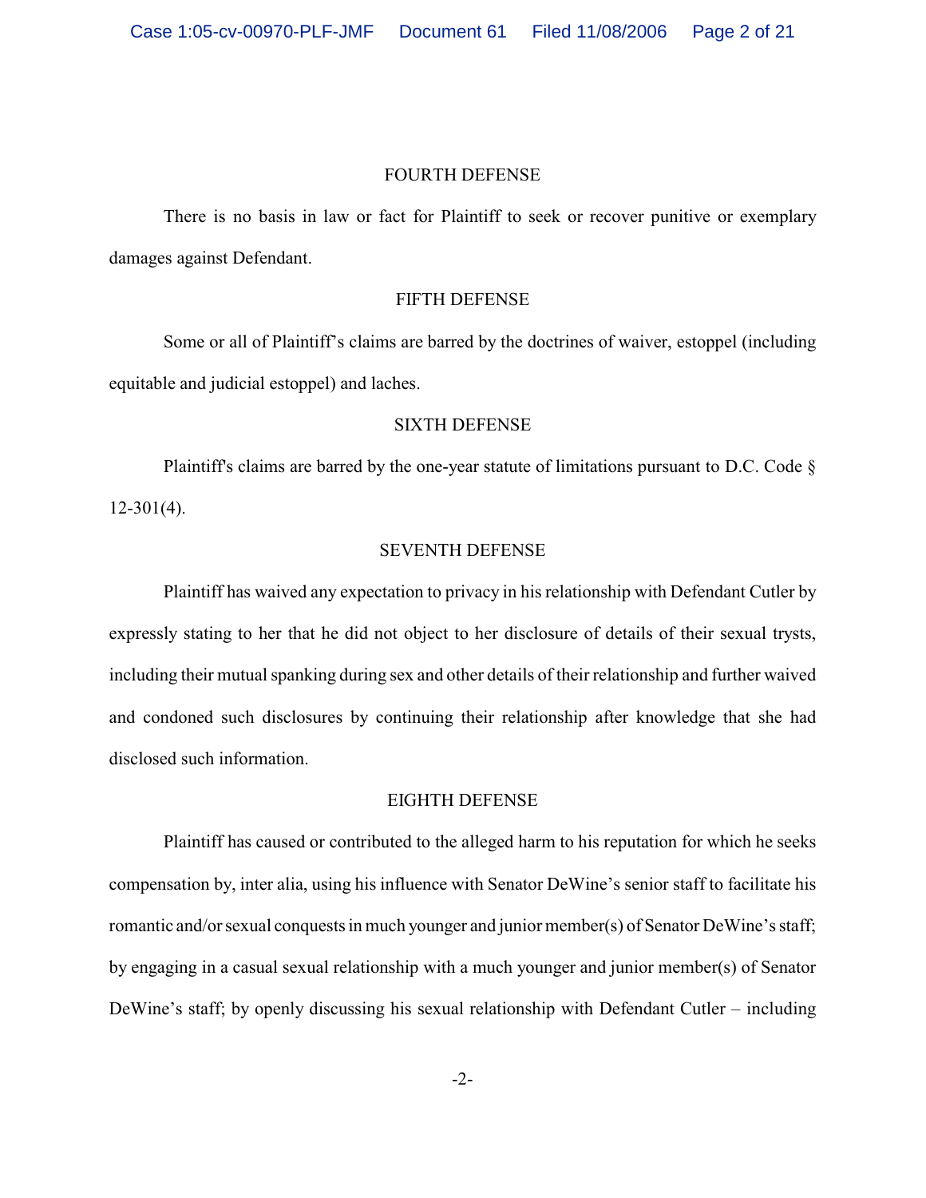## FOURTH DEFENSE

There is no basis in law or fact for Plaintiff to seek or recover punitive or exemplary damages against Defendant.

## FIFTH DEFENSE

Some or all of Plaintiff's claims are barred by the doctrines of waiver, estoppel (including equitable and judicial estoppel) and laches.

## SIXTH DEFENSE

Plaintiff's claims are barred by the one-year statute of limitations pursuant to D.C. Code § 12-301(4).

## SEVENTH DEFENSE

Plaintiff has waived any expectation to privacy in his relationship with Defendant Cutler by expressly stating to her that he did not object to her disclosure of details of their sexual trysts, including their mutual spanking during sex and other details of their relationship and further waived and condoned such disclosures by continuing their relationship after knowledge that she had disclosed such information.

## EIGHTH DEFENSE

Plaintiff has caused or contributed to the alleged harm to his reputation for which he seeks compensation by, inter alia, using his influence with Senator DeWine's senior staff to facilitate his romantic and/or sexual conquests in much younger and junior member(s) of Senator DeWine's staff; by engaging in a casual sexual relationship with a much younger and junior member(s) of Senator DeWine's staff; by openly discussing his sexual relationship with Defendant Cutler – including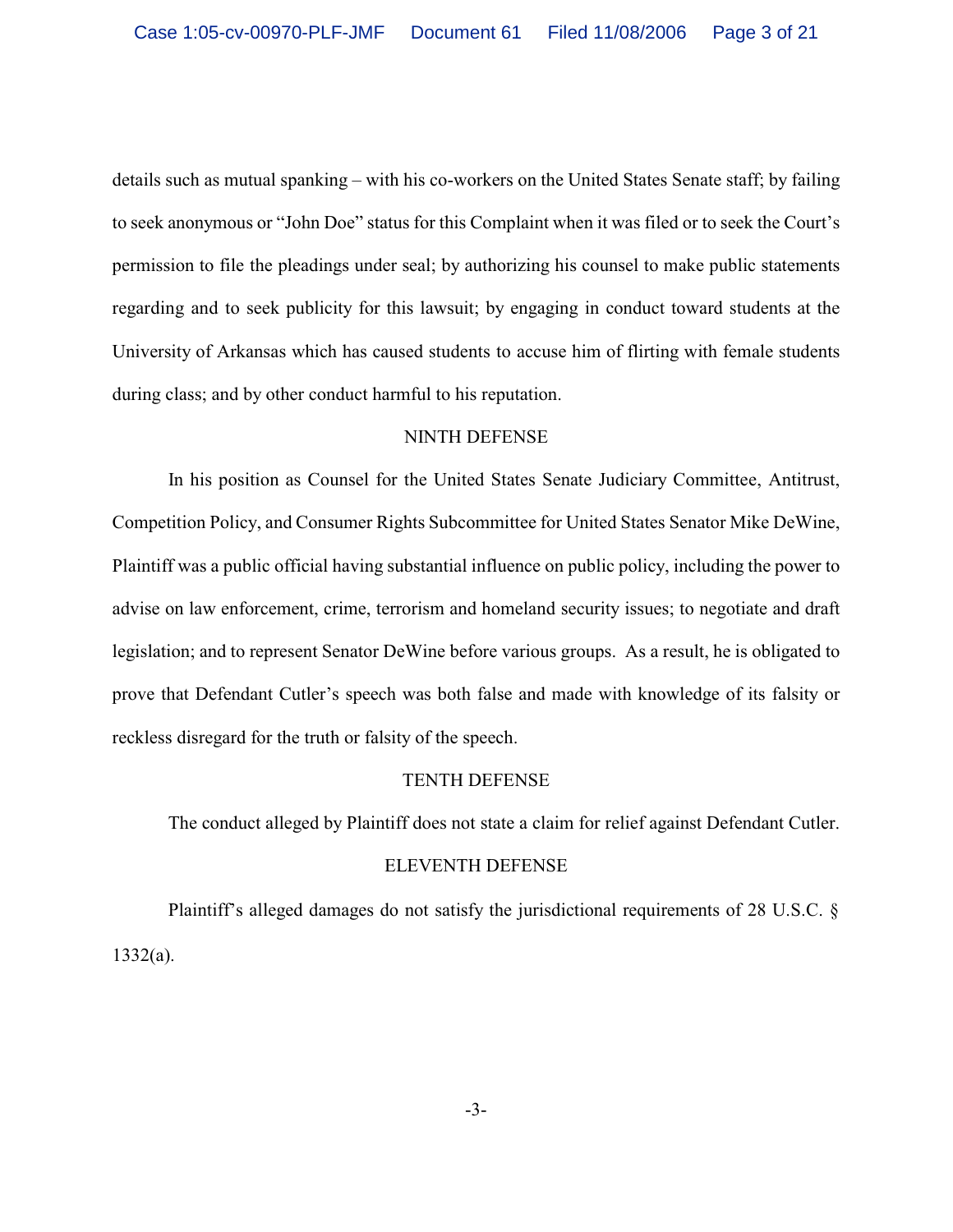details such as mutual spanking – with his co-workers on the United States Senate staff; by failing to seek anonymous or "John Doe" status for this Complaint when it was filed or to seek the Court's permission to file the pleadings under seal; by authorizing his counsel to make public statements regarding and to seek publicity for this lawsuit; by engaging in conduct toward students at the University of Arkansas which has caused students to accuse him of flirting with female students during class; and by other conduct harmful to his reputation.

NINTH DEFENSE

In his position as Counsel for the United States Senate Judiciary Committee, Antitrust, Competition Policy, and Consumer Rights Subcommittee for United States Senator Mike DeWine, Plaintiff was a public official having substantial influence on public policy, including the power to advise on law enforcement, crime, terrorism and homeland security issues; to negotiate and draft legislation; and to represent Senator DeWine before various groups. As a result, he is obligated to prove that Defendant Cutler's speech was both false and made with knowledge of its falsity or reckless disregard for the truth or falsity of the speech.

TENTH DEFENSE

The conduct alleged by Plaintiff does not state a claim for relief against Defendant Cutler.

ELEVENTH DEFENSE

Plaintiff's alleged damages do not satisfy the jurisdictional requirements of 28 U.S.C. § 1332(a).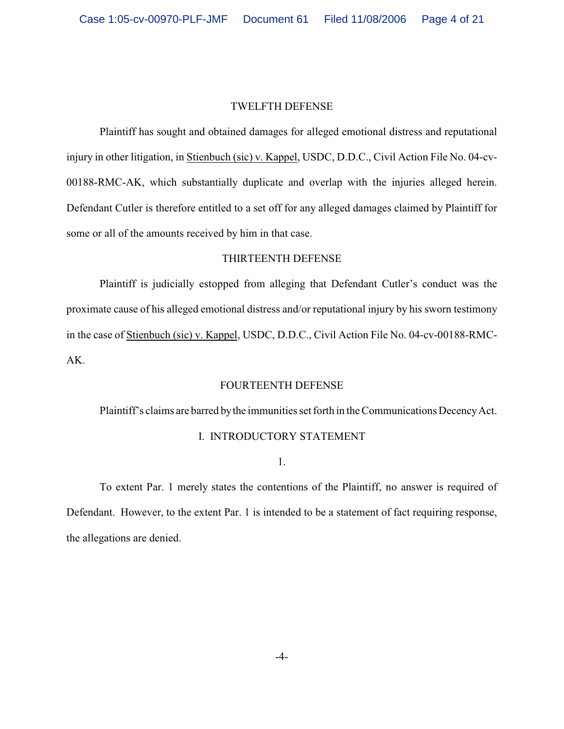## TWELFTH DEFENSE

Plaintiff has sought and obtained damages for alleged emotional distress and reputational injury in other litigation, in Stienbuch (sic) v. Kappel, USDC, D.D.C., Civil Action File No. 04-cv-00188-RMC-AK, which substantially duplicate and overlap with the injuries alleged herein. Defendant Cutler is therefore entitled to a set off for any alleged damages claimed by Plaintiff for some or all of the amounts received by him in that case.

## THIRTEENTH DEFENSE

Plaintiff is judicially estopped from alleging that Defendant Cutler's conduct was the proximate cause of his alleged emotional distress and/or reputational injury by his sworn testimony in the case of Stienbuch (sic) v. Kappel, USDC, D.D.C., Civil Action File No. 04-cv-00188-RMC-AK.

## FOURTEENTH DEFENSE

Plaintiff's claims are barred by the immunities set forth in the Communications Decency Act.

## I. INTRODUCTORY STATEMENT

1.

To extent Par. 1 merely states the contentions of the Plaintiff, no answer is required of Defendant. However, to the extent Par. 1 is intended to be a statement of fact requiring response, the allegations are denied.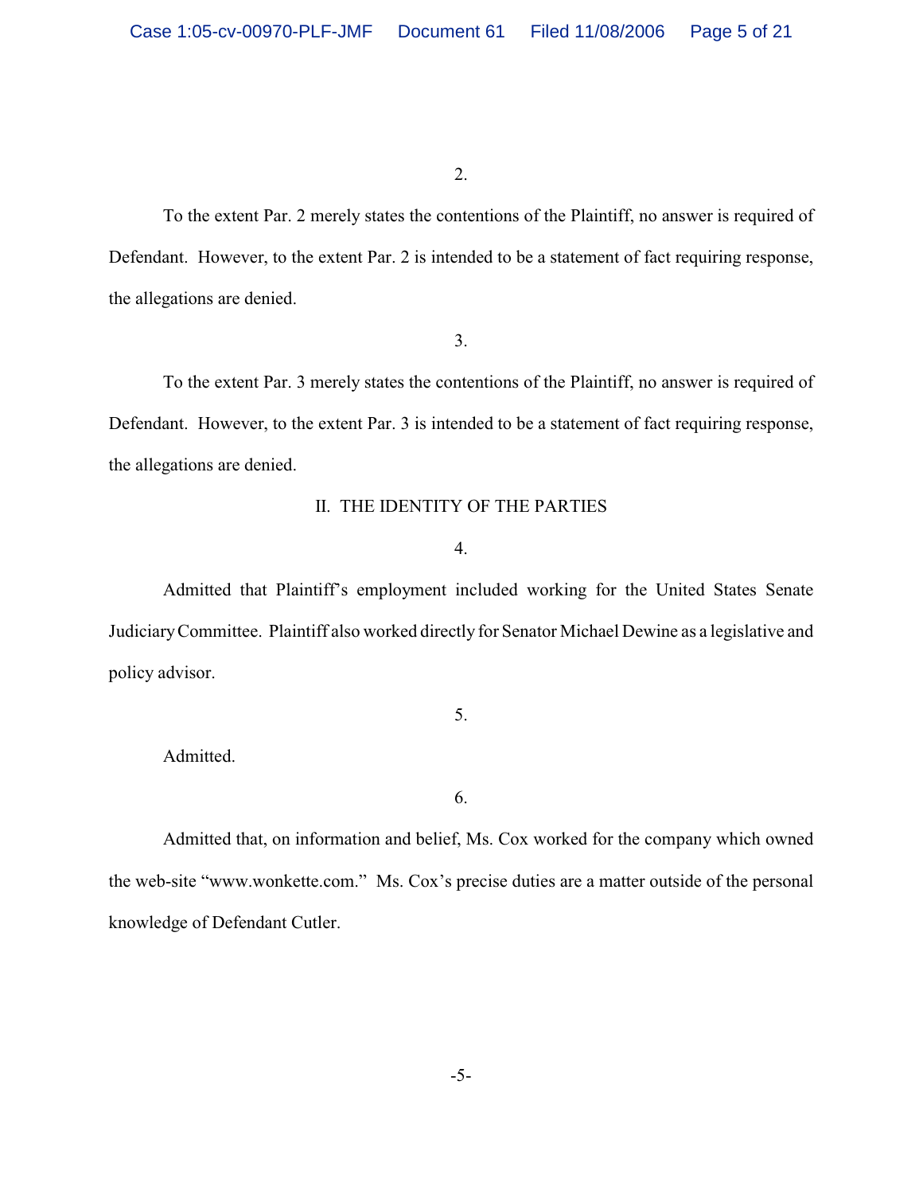2.

To the extent Par. 2 merely states the contentions of the Plaintiff, no answer is required of Defendant. However, to the extent Par. 2 is intended to be a statement of fact requiring response, the allegations are denied.

3.

To the extent Par. 3 merely states the contentions of the Plaintiff, no answer is required of Defendant. However, to the extent Par. 3 is intended to be a statement of fact requiring response, the allegations are denied.

## II. THE IDENTITY OF THE PARTIES

4.

Admitted that Plaintiff's employment included working for the United States Senate Judiciary Committee. Plaintiff also worked directly for Senator Michael Dewine as a legislative and policy advisor.

5.

Admitted.

6.

Admitted that, on information and belief, Ms. Cox worked for the company which owned the web-site "www.wonkette.com." Ms. Cox's precise duties are a matter outside of the personal knowledge of Defendant Cutler.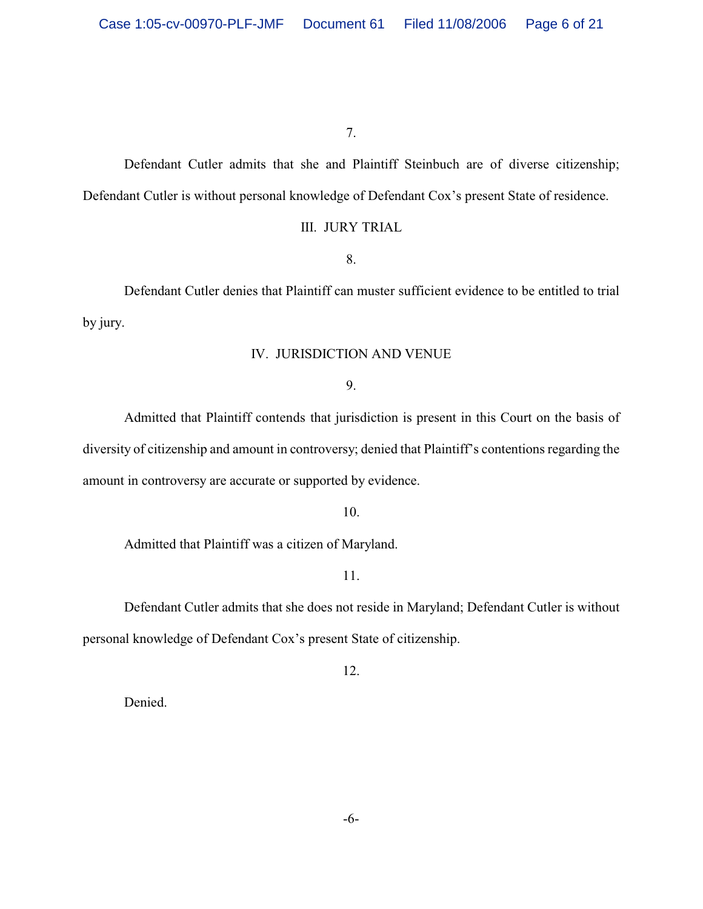7.

Defendant Cutler admits that she and Plaintiff Steinbuch are of diverse citizenship; Defendant Cutler is without personal knowledge of Defendant Cox's present State of residence.

## III. JURY TRIAL

8.

Defendant Cutler denies that Plaintiff can muster sufficient evidence to be entitled to trial by jury.

## IV. JURISDICTION AND VENUE

9.

Admitted that Plaintiff contends that jurisdiction is present in this Court on the basis of diversity of citizenship and amount in controversy; denied that Plaintiff's contentions regarding the amount in controversy are accurate or supported by evidence.

10.

Admitted that Plaintiff was a citizen of Maryland.

11.

Defendant Cutler admits that she does not reside in Maryland; Defendant Cutler is without personal knowledge of Defendant Cox's present State of citizenship.

12.

Denied.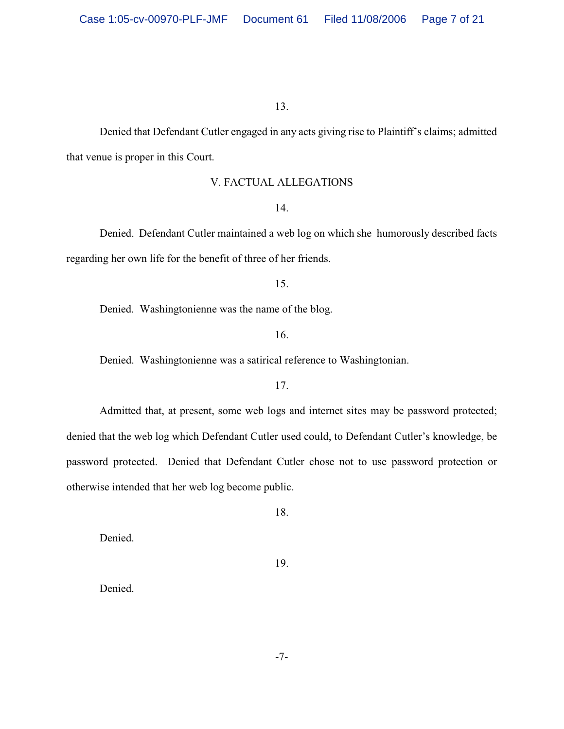13.

Denied that Defendant Cutler engaged in any acts giving rise to Plaintiff's claims; admitted that venue is proper in this Court.

V. FACTUAL ALLEGATIONS

14.

Denied. Defendant Cutler maintained a web log on which she humorously described facts regarding her own life for the benefit of three of her friends.

15.

Denied. Washingtonienne was the name of the blog.

16.

Denied. Washingtonienne was a satirical reference to Washingtonian.

17.

Admitted that, at present, some web logs and internet sites may be password protected; denied that the web log which Defendant Cutler used could, to Defendant Cutler's knowledge, be password protected. Denied that Defendant Cutler chose not to use password protection or otherwise intended that her web log become public.

18.

Denied.

19.

Denied.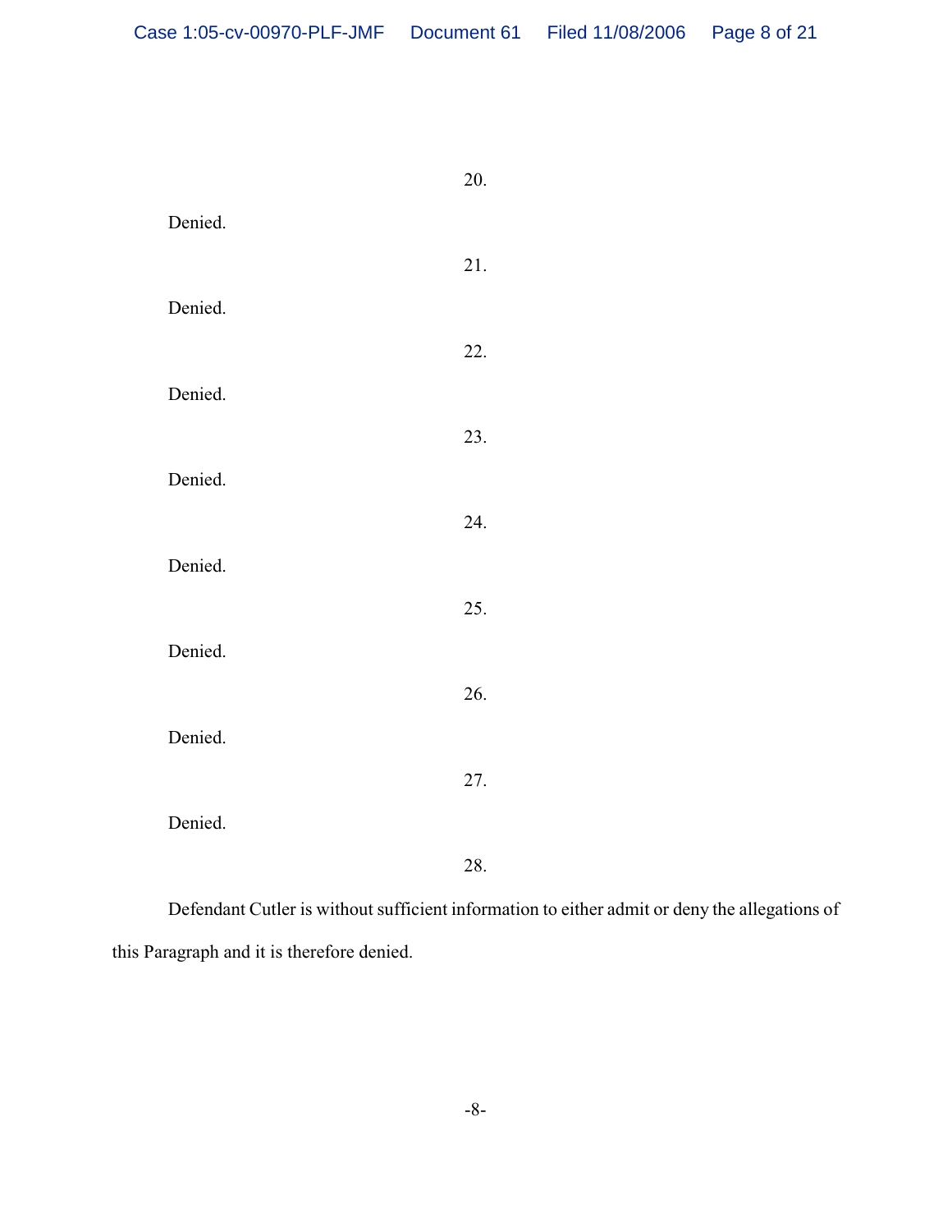20.

Denied.

21.

Denied.

22.

Denied.

23.

Denied.

24.

Denied.

25.

Denied.

26.

Denied.

27.

Denied.

28.

Defendant Cutler is without sufficient information to either admit or deny the allegations of this Paragraph and it is therefore denied.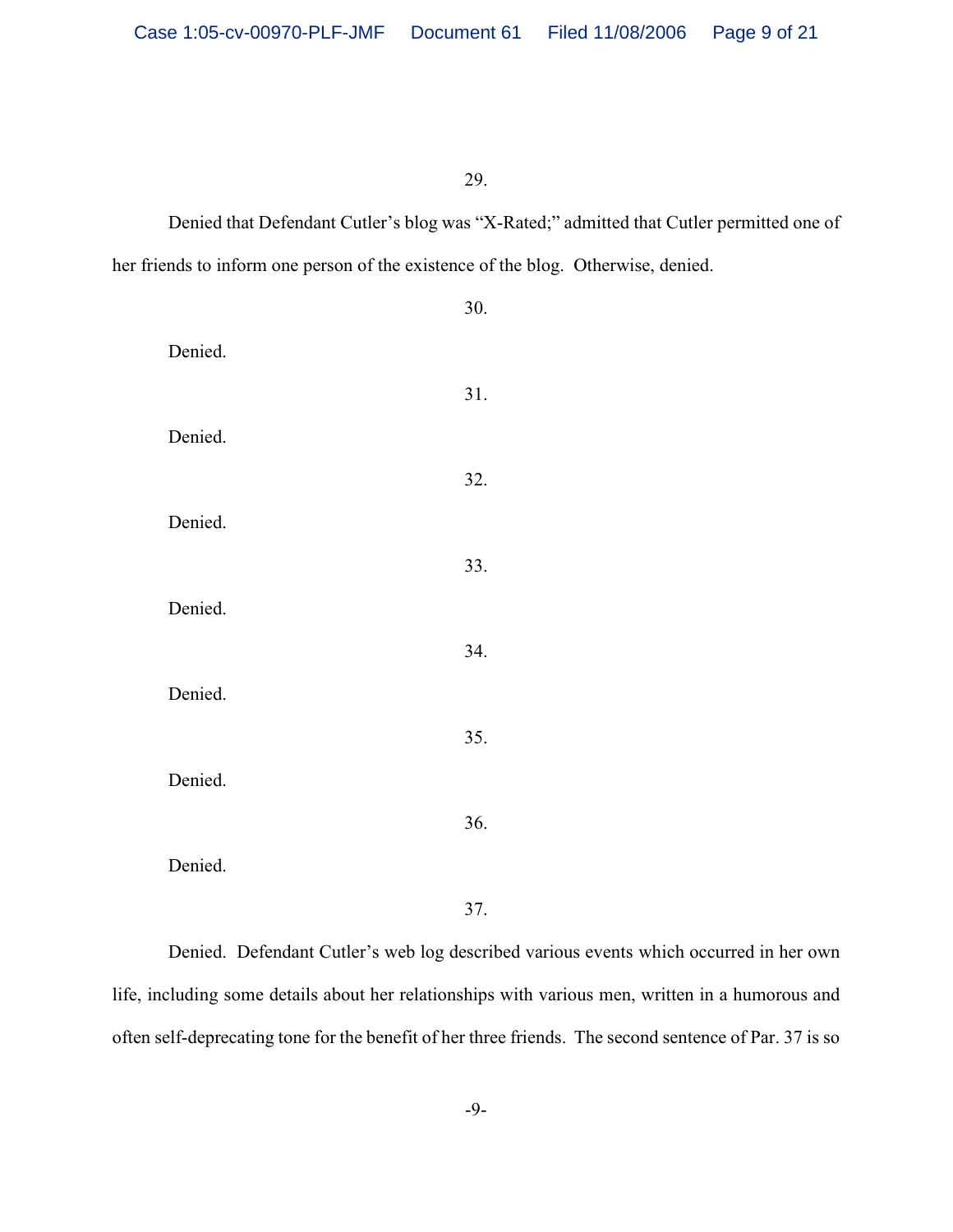29.

Denied that Defendant Cutler's blog was "X-Rated;" admitted that Cutler permitted one of her friends to inform one person of the existence of the blog. Otherwise, denied.

30.

Denied.

31.

Denied.

32.

Denied.

33.

Denied.

34.

Denied.

35.

Denied.

36.

Denied.

37.

Denied. Defendant Cutler's web log described various events which occurred in her own life, including some details about her relationships with various men, written in a humorous and often self-deprecating tone for the benefit of her three friends. The second sentence of Par. 37 is so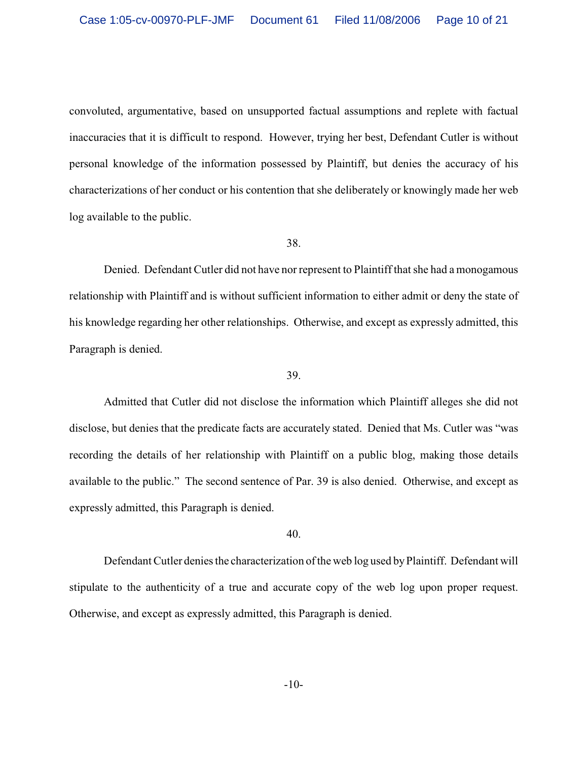convoluted, argumentative, based on unsupported factual assumptions and replete with factual inaccuracies that it is difficult to respond. However, trying her best, Defendant Cutler is without personal knowledge of the information possessed by Plaintiff, but denies the accuracy of his characterizations of her conduct or his contention that she deliberately or knowingly made her web log available to the public.

38.

Denied. Defendant Cutler did not have nor represent to Plaintiff that she had a monogamous relationship with Plaintiff and is without sufficient information to either admit or deny the state of his knowledge regarding her other relationships. Otherwise, and except as expressly admitted, this Paragraph is denied.

39.

Admitted that Cutler did not disclose the information which Plaintiff alleges she did not disclose, but denies that the predicate facts are accurately stated. Denied that Ms. Cutler was "was recording the details of her relationship with Plaintiff on a public blog, making those details available to the public." The second sentence of Par. 39 is also denied. Otherwise, and except as expressly admitted, this Paragraph is denied.

40.

Defendant Cutler denies the characterization of the web log used by Plaintiff. Defendant will stipulate to the authenticity of a true and accurate copy of the web log upon proper request. Otherwise, and except as expressly admitted, this Paragraph is denied.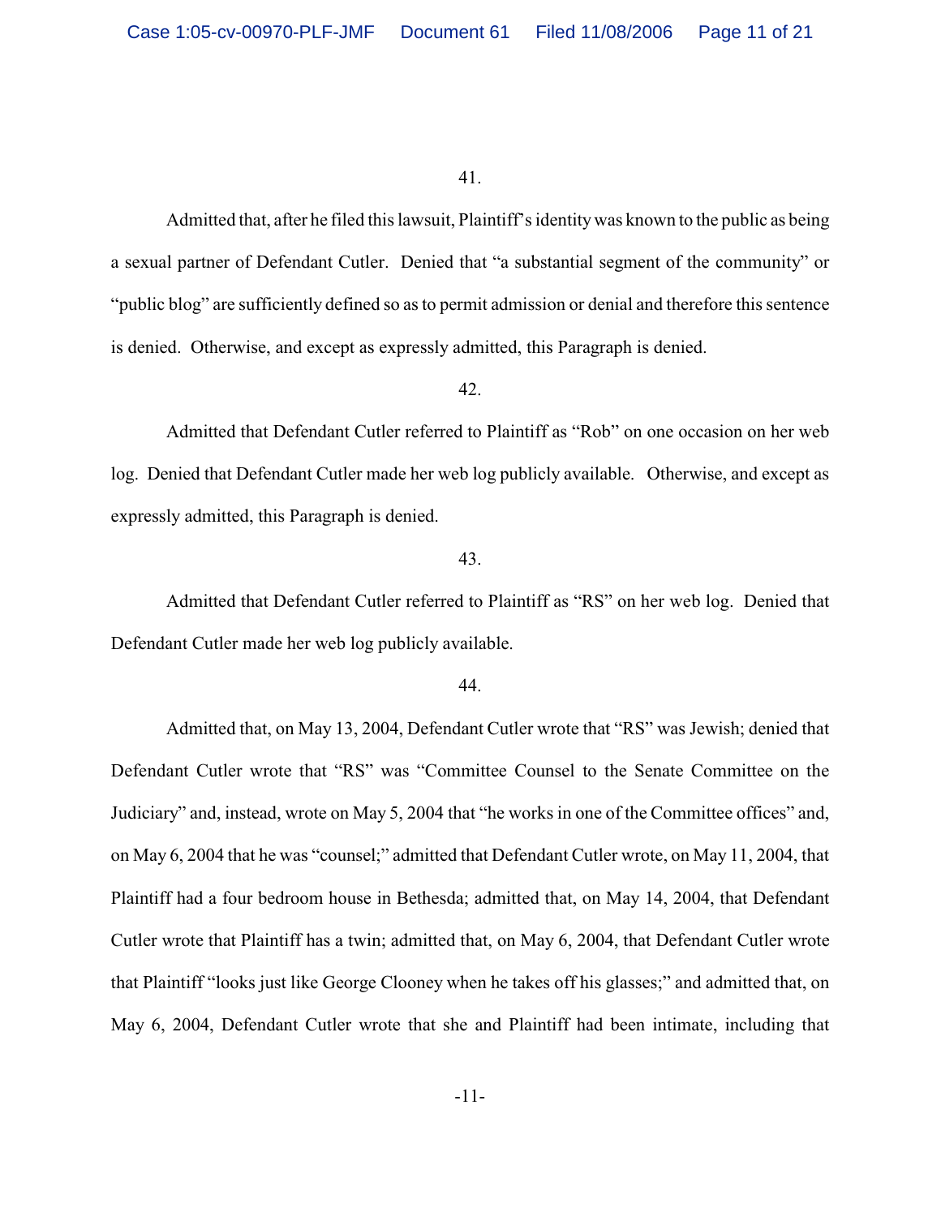41.

Admitted that, after he filed this lawsuit, Plaintiff's identity was known to the public as being a sexual partner of Defendant Cutler. Denied that "a substantial segment of the community" or "public blog" are sufficiently defined so as to permit admission or denial and therefore this sentence is denied. Otherwise, and except as expressly admitted, this Paragraph is denied.

42.

Admitted that Defendant Cutler referred to Plaintiff as "Rob" on one occasion on her web log. Denied that Defendant Cutler made her web log publicly available. Otherwise, and except as expressly admitted, this Paragraph is denied.

43.

Admitted that Defendant Cutler referred to Plaintiff as "RS" on her web log. Denied that Defendant Cutler made her web log publicly available.

44.

Admitted that, on May 13, 2004, Defendant Cutler wrote that "RS" was Jewish; denied that Defendant Cutler wrote that "RS" was "Committee Counsel to the Senate Committee on the Judiciary" and, instead, wrote on May 5, 2004 that "he works in one of the Committee offices" and, on May 6, 2004 that he was "counsel;" admitted that Defendant Cutler wrote, on May 11, 2004, that Plaintiff had a four bedroom house in Bethesda; admitted that, on May 14, 2004, that Defendant Cutler wrote that Plaintiff has a twin; admitted that, on May 6, 2004, that Defendant Cutler wrote that Plaintiff "looks just like George Clooney when he takes off his glasses;" and admitted that, on May 6, 2004, Defendant Cutler wrote that she and Plaintiff had been intimate, including that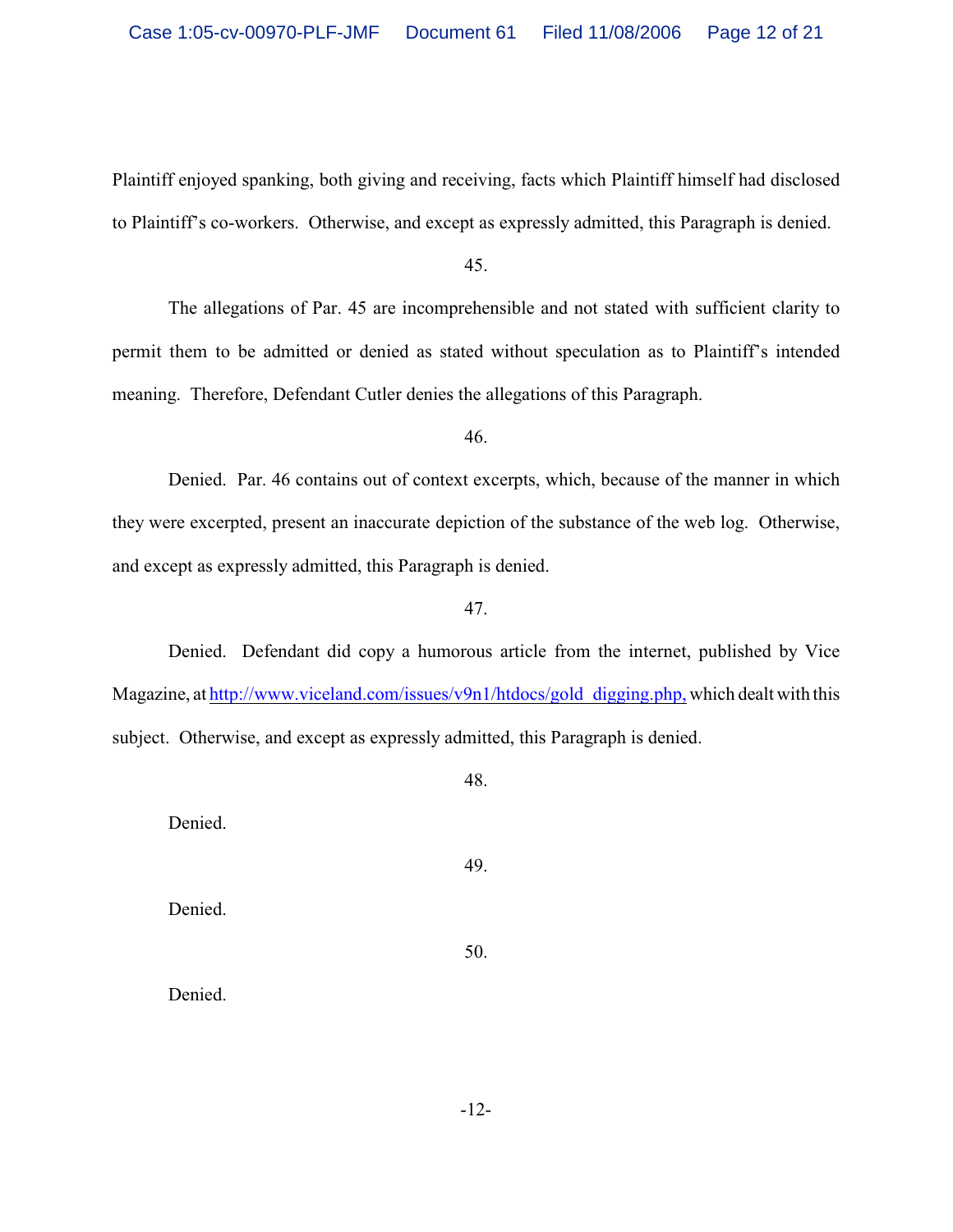Plaintiff enjoyed spanking, both giving and receiving, facts which Plaintiff himself had disclosed to Plaintiff's co-workers. Otherwise, and except as expressly admitted, this Paragraph is denied.

45.

The allegations of Par. 45 are incomprehensible and not stated with sufficient clarity to permit them to be admitted or denied as stated without speculation as to Plaintiff's intended meaning. Therefore, Defendant Cutler denies the allegations of this Paragraph.

46.

Denied. Par. 46 contains out of context excerpts, which, because of the manner in which they were excerpted, present an inaccurate depiction of the substance of the web log. Otherwise, and except as expressly admitted, this Paragraph is denied.

47.

Denied. Defendant did copy a humorous article from the internet, published by Vice Magazine, at http://www.viceland.com/issues/v9n1/htdocs/gold_digging.php, which dealt with this subject. Otherwise, and except as expressly admitted, this Paragraph is denied.

48.

Denied.

49.

Denied.

50.

Denied.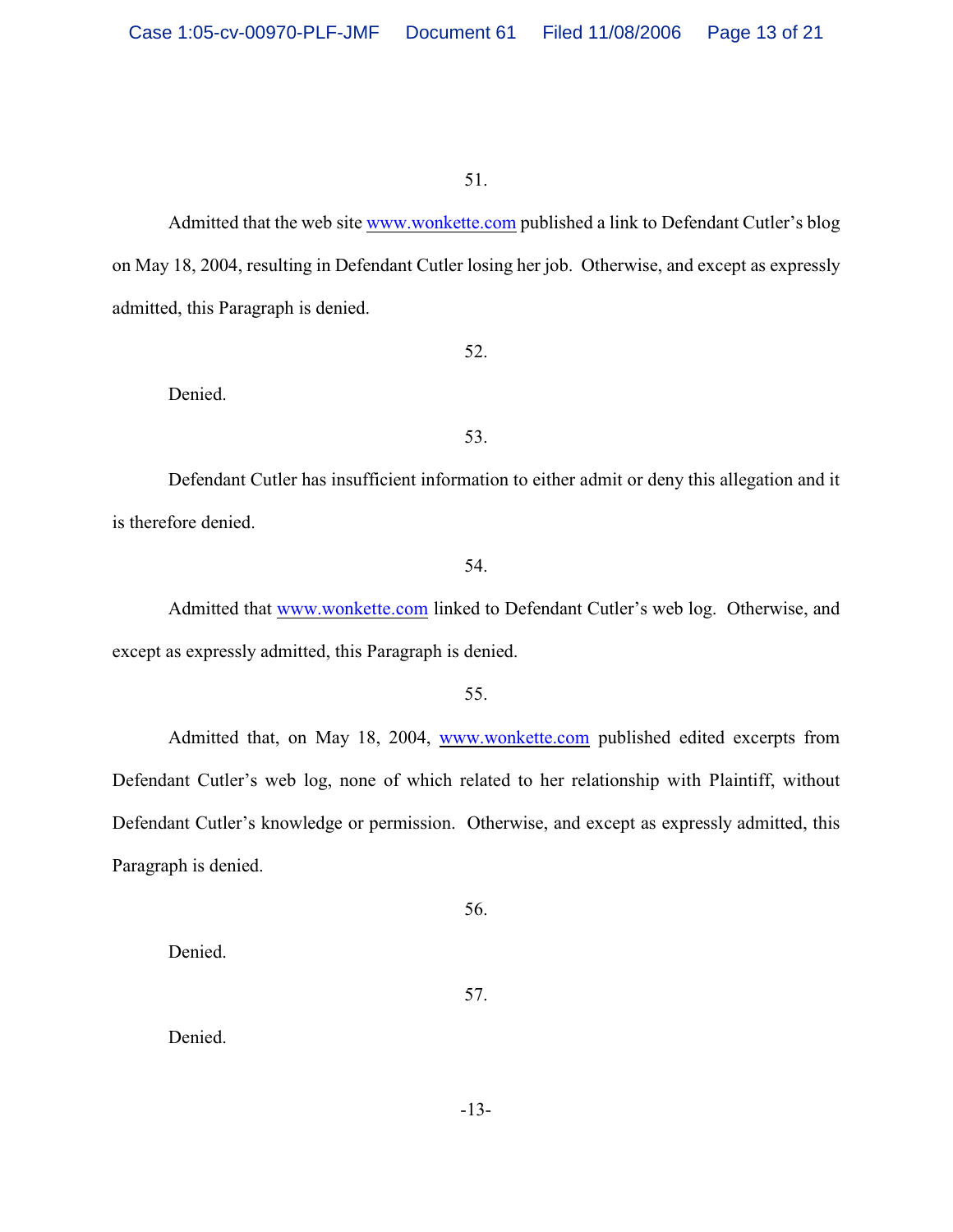51.

Admitted that the web site www.wonkette.com published a link to Defendant Cutler's blog on May 18, 2004, resulting in Defendant Cutler losing her job. Otherwise, and except as expressly admitted, this Paragraph is denied.

52.

Denied.

53.

Defendant Cutler has insufficient information to either admit or deny this allegation and it is therefore denied.

54.

Admitted that www.wonkette.com linked to Defendant Cutler's web log. Otherwise, and except as expressly admitted, this Paragraph is denied.

55.

Admitted that, on May 18, 2004, www.wonkette.com published edited excerpts from Defendant Cutler's web log, none of which related to her relationship with Plaintiff, without Defendant Cutler's knowledge or permission. Otherwise, and except as expressly admitted, this Paragraph is denied.

56.

Denied.

57.

Denied.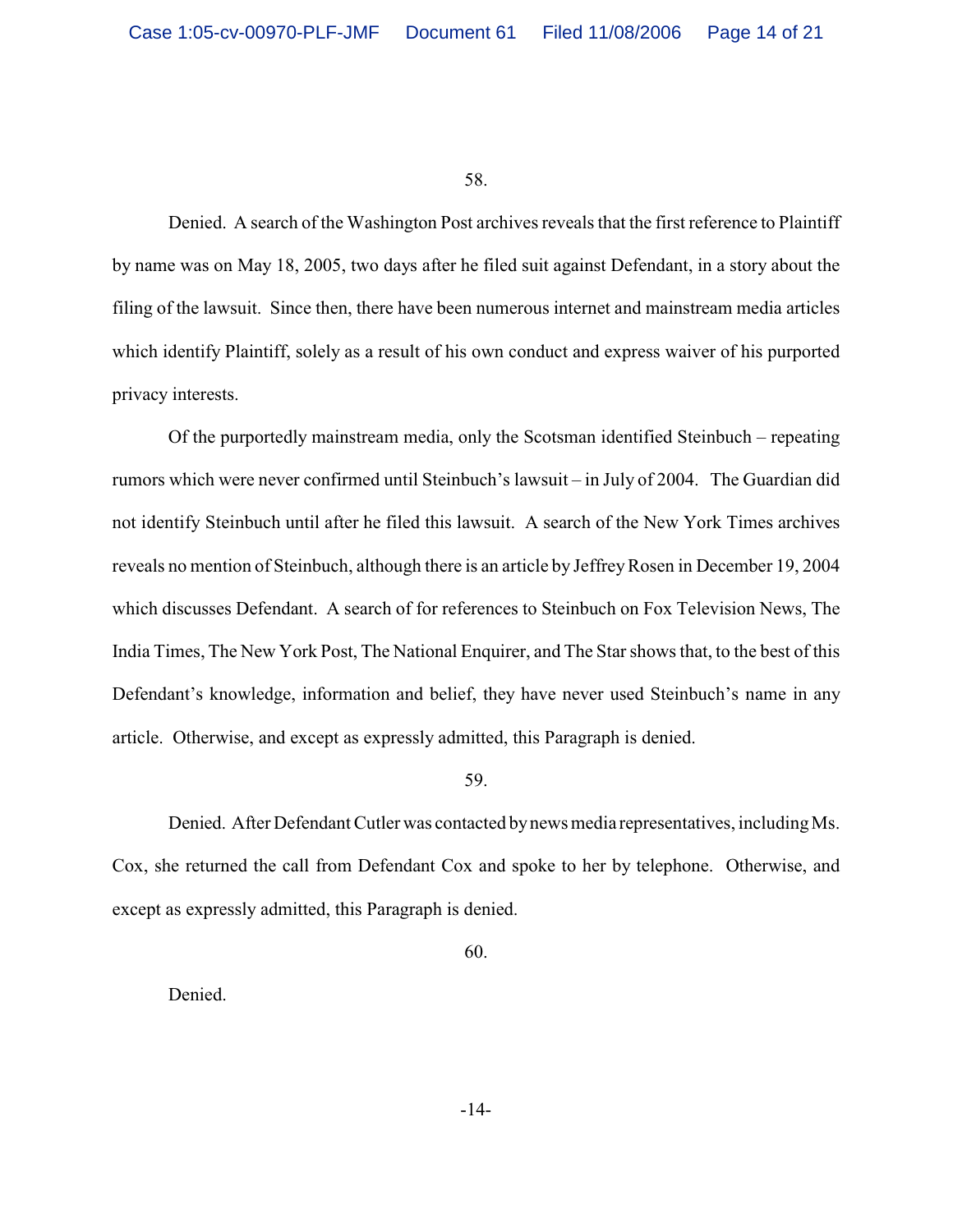58.

Denied. A search of the Washington Post archives reveals that the first reference to Plaintiff by name was on May 18, 2005, two days after he filed suit against Defendant, in a story about the filing of the lawsuit. Since then, there have been numerous internet and mainstream media articles which identify Plaintiff, solely as a result of his own conduct and express waiver of his purported privacy interests.

Of the purportedly mainstream media, only the Scotsman identified Steinbuch – repeating rumors which were never confirmed until Steinbuch's lawsuit – in July of 2004. The Guardian did not identify Steinbuch until after he filed this lawsuit. A search of the New York Times archives reveals no mention of Steinbuch, although there is an article by Jeffrey Rosen in December 19, 2004 which discusses Defendant. A search of for references to Steinbuch on Fox Television News, The India Times, The New York Post, The National Enquirer, and The Star shows that, to the best of this Defendant's knowledge, information and belief, they have never used Steinbuch's name in any article. Otherwise, and except as expressly admitted, this Paragraph is denied.

59.

Denied. After Defendant Cutler was contacted by news media representatives, including Ms. Cox, she returned the call from Defendant Cox and spoke to her by telephone. Otherwise, and except as expressly admitted, this Paragraph is denied.

60.

Denied.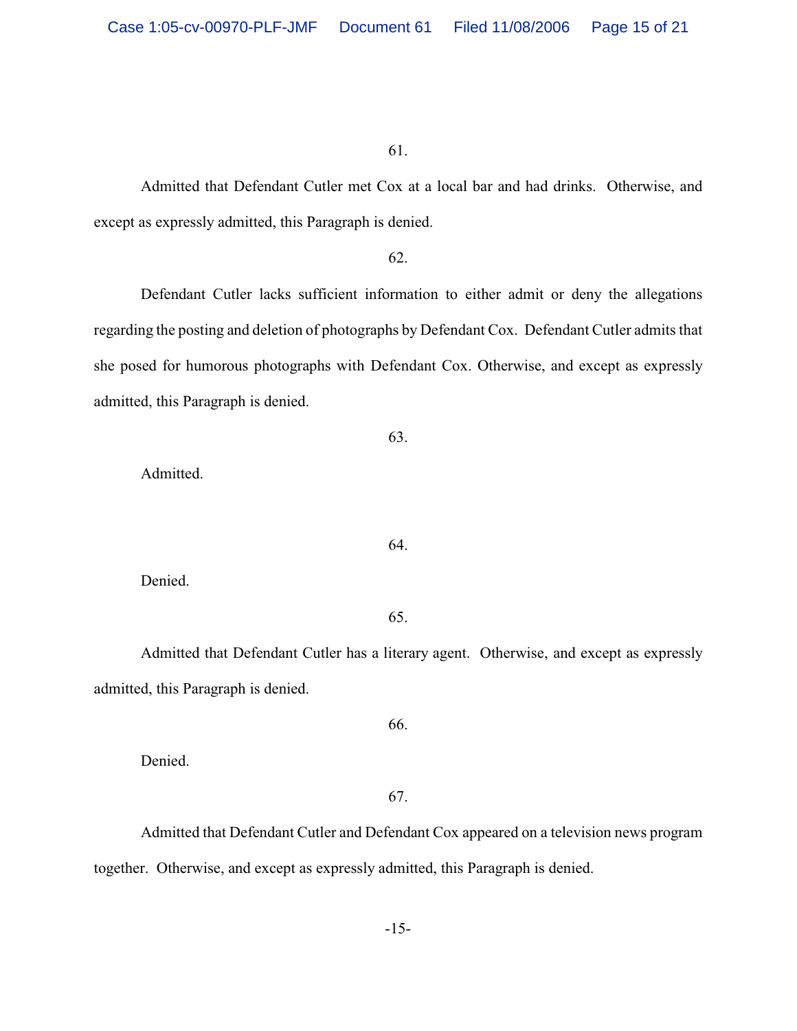61.

Admitted that Defendant Cutler met Cox at a local bar and had drinks. Otherwise, and except as expressly admitted, this Paragraph is denied.

62.

Defendant Cutler lacks sufficient information to either admit or deny the allegations regarding the posting and deletion of photographs by Defendant Cox. Defendant Cutler admits that she posed for humorous photographs with Defendant Cox. Otherwise, and except as expressly admitted, this Paragraph is denied.

63.

Admitted.

64.

Denied.

65.

Admitted that Defendant Cutler has a literary agent. Otherwise, and except as expressly admitted, this Paragraph is denied.

66.

Denied.

67.

Admitted that Defendant Cutler and Defendant Cox appeared on a television news program together. Otherwise, and except as expressly admitted, this Paragraph is denied.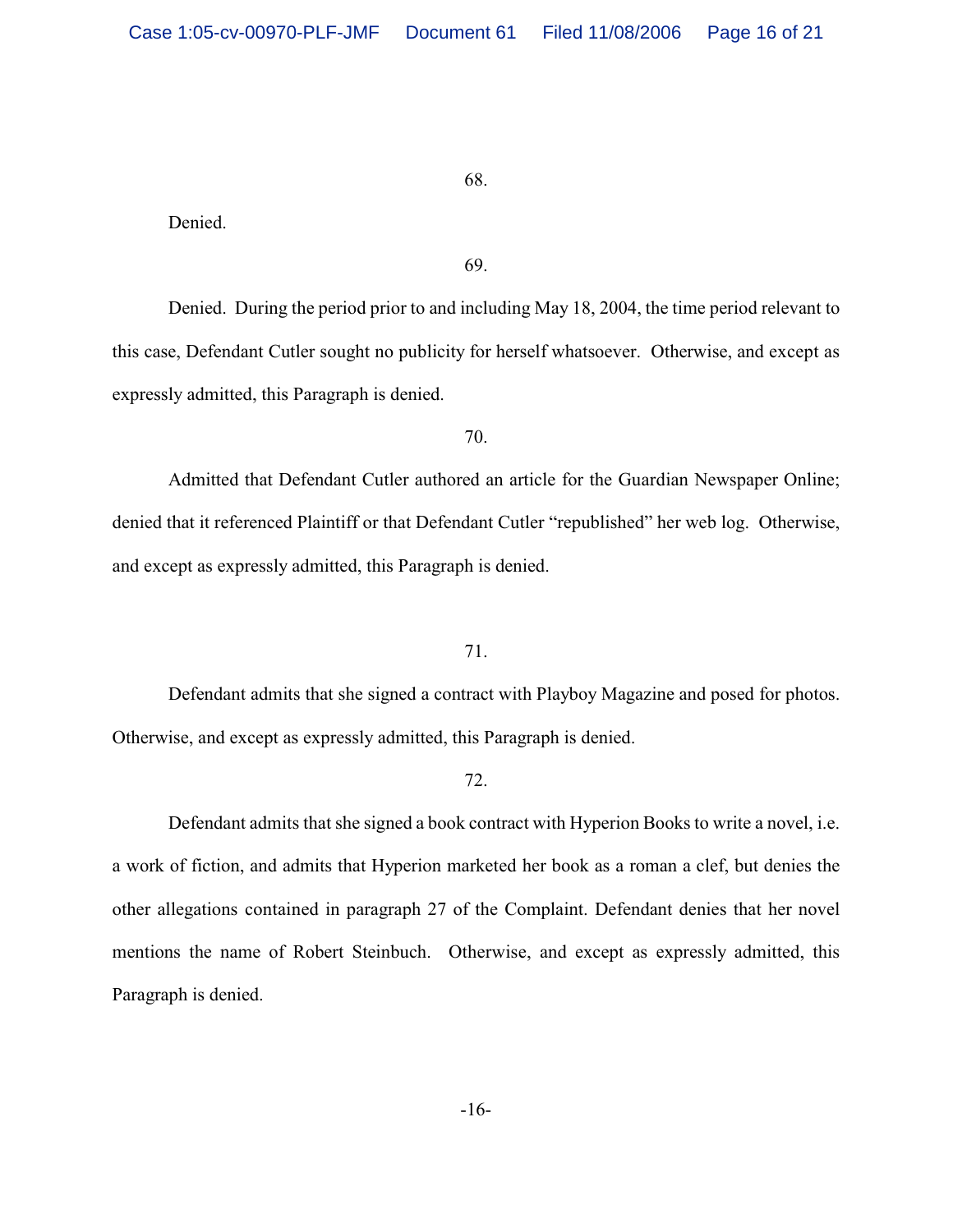68.

Denied.

69.

Denied. During the period prior to and including May 18, 2004, the time period relevant to this case, Defendant Cutler sought no publicity for herself whatsoever. Otherwise, and except as expressly admitted, this Paragraph is denied.

70.

Admitted that Defendant Cutler authored an article for the Guardian Newspaper Online; denied that it referenced Plaintiff or that Defendant Cutler "republished" her web log. Otherwise, and except as expressly admitted, this Paragraph is denied.

71.

Defendant admits that she signed a contract with Playboy Magazine and posed for photos. Otherwise, and except as expressly admitted, this Paragraph is denied.

72.

Defendant admits that she signed a book contract with Hyperion Books to write a novel, i.e. a work of fiction, and admits that Hyperion marketed her book as a roman a clef, but denies the other allegations contained in paragraph 27 of the Complaint. Defendant denies that her novel mentions the name of Robert Steinbuch. Otherwise, and except as expressly admitted, this Paragraph is denied.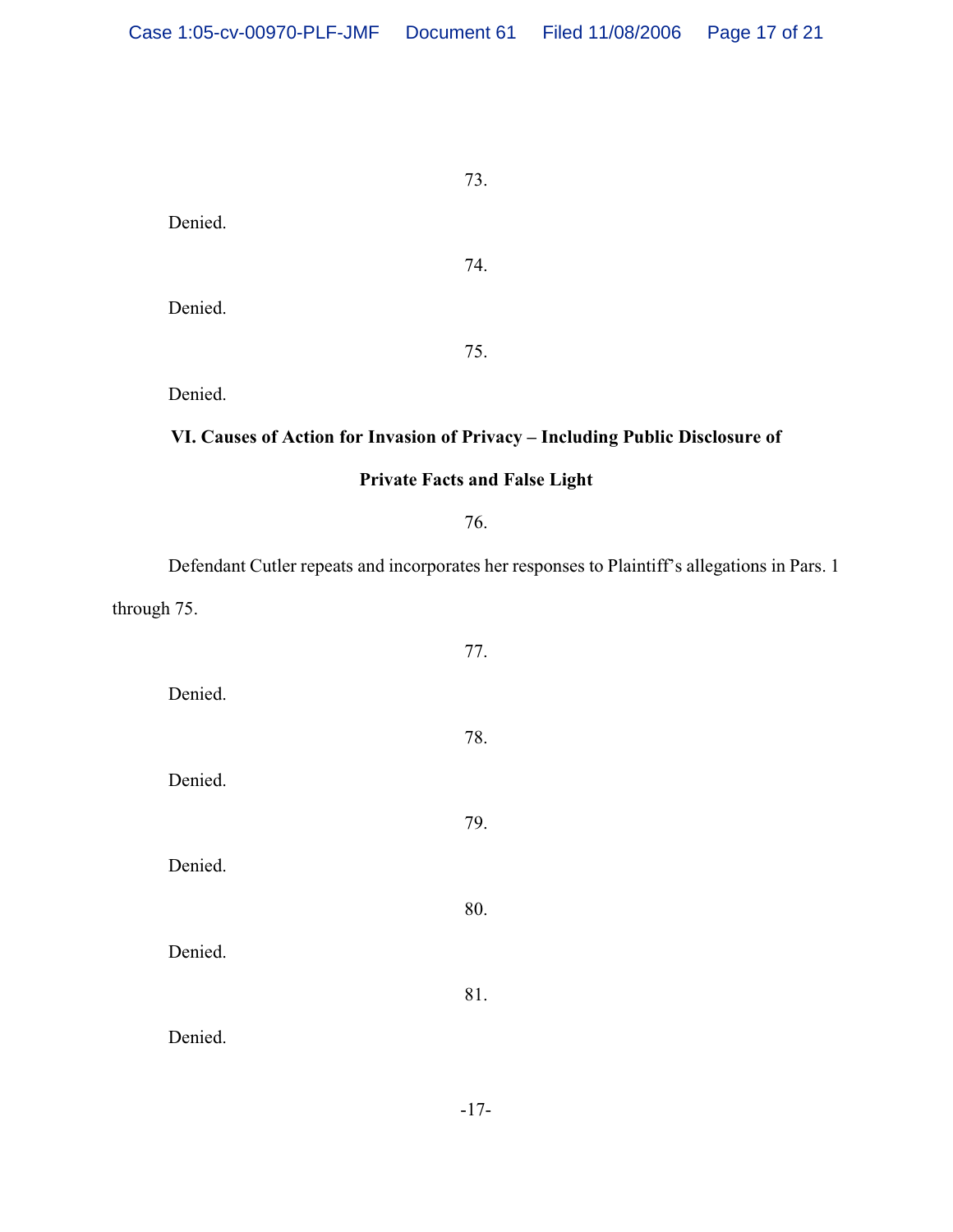73.

Denied.

74.

Denied.

75.

Denied.

**VI. Causes of Action for Invasion of Privacy – Including Public Disclosure of Private Facts and False Light**

76.

Defendant Cutler repeats and incorporates her responses to Plaintiff's allegations in Pars. 1 through 75.

77.

Denied.

78.

Denied.

79.

Denied.

80.

Denied.

81.

Denied.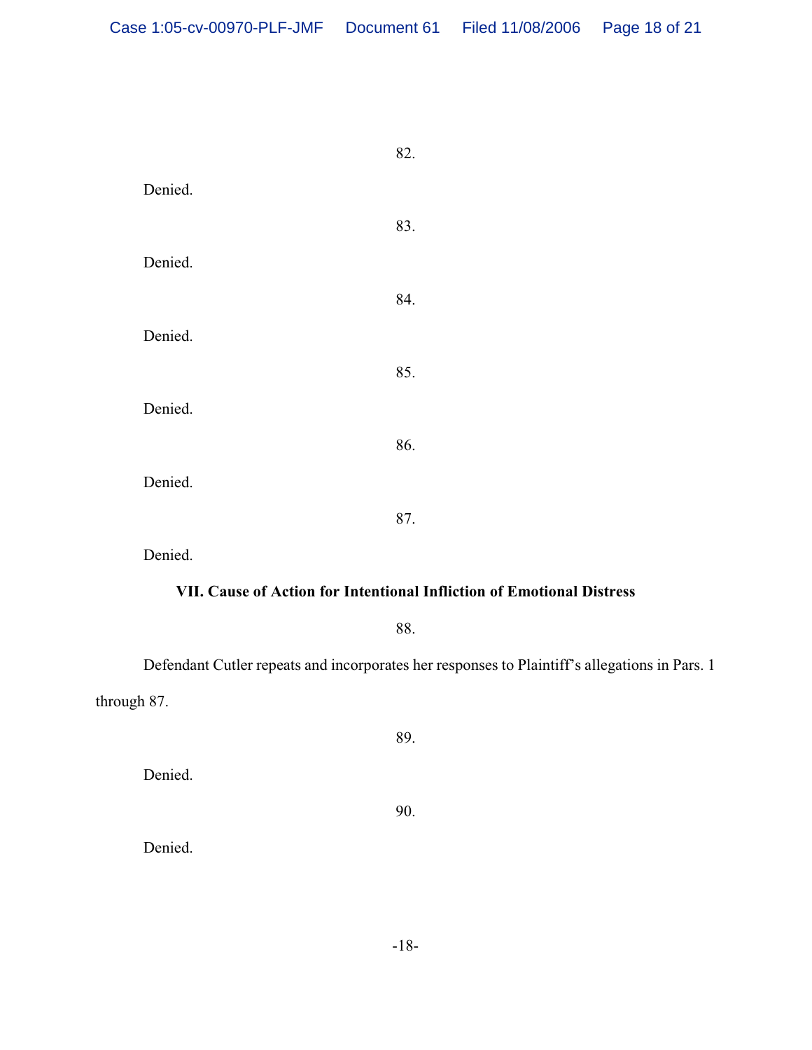82.

Denied.

83.

Denied.

84.

Denied.

85.

Denied.

86.

Denied.

87.

Denied.

**VII. Cause of Action for Intentional Infliction of Emotional Distress**

88.

Defendant Cutler repeats and incorporates her responses to Plaintiff's allegations in Pars. 1 through 87.

89.

Denied.

90.

Denied.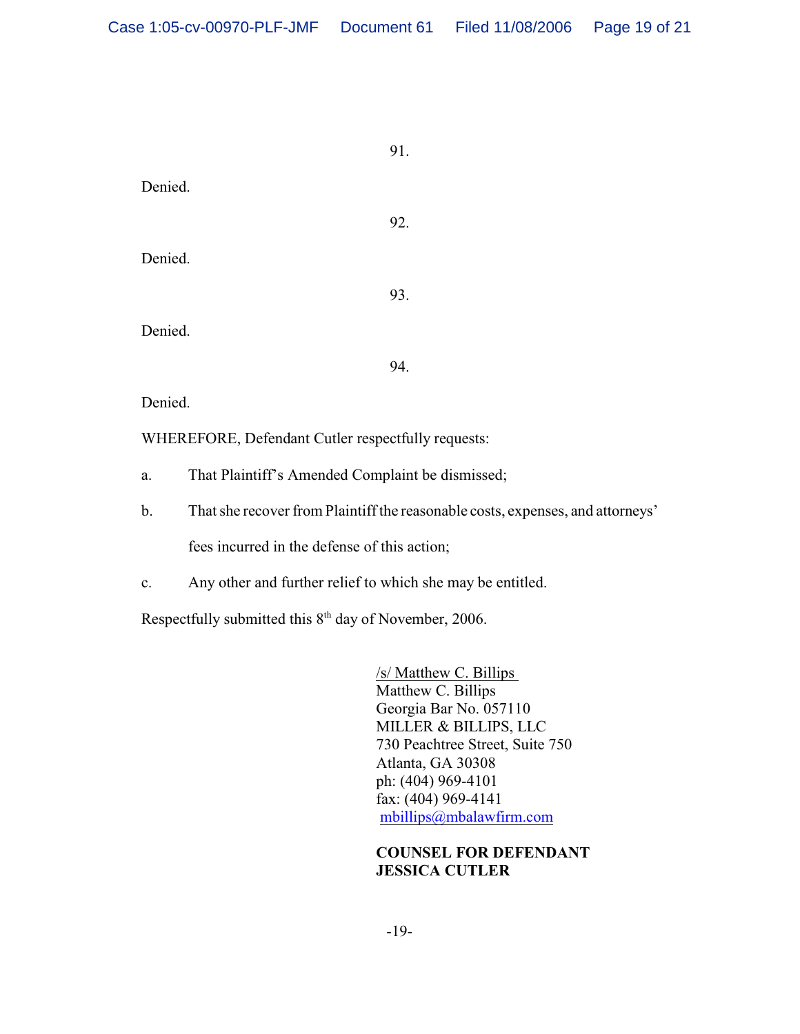91.

Denied.

92.

Denied.

93.

Denied.

94.

Denied.

WHEREFORE, Defendant Cutler respectfully requests:

a. That Plaintiff's Amended Complaint be dismissed;

b. That she recover from Plaintiff the reasonable costs, expenses, and attorneys' fees incurred in the defense of this action;

c. Any other and further relief to which she may be entitled.

Respectfully submitted this 8th day of November, 2006.

/s/ Matthew C. Billips
Matthew C. Billips
Georgia Bar No. 057110
MILLER & BILLIPS, LLC
730 Peachtree Street, Suite 750
Atlanta, GA 30308
ph: (404) 969-4101
fax: (404) 969-4141
mbillips@mbalawfirm.com

**COUNSEL FOR DEFENDANT JESSICA CUTLER**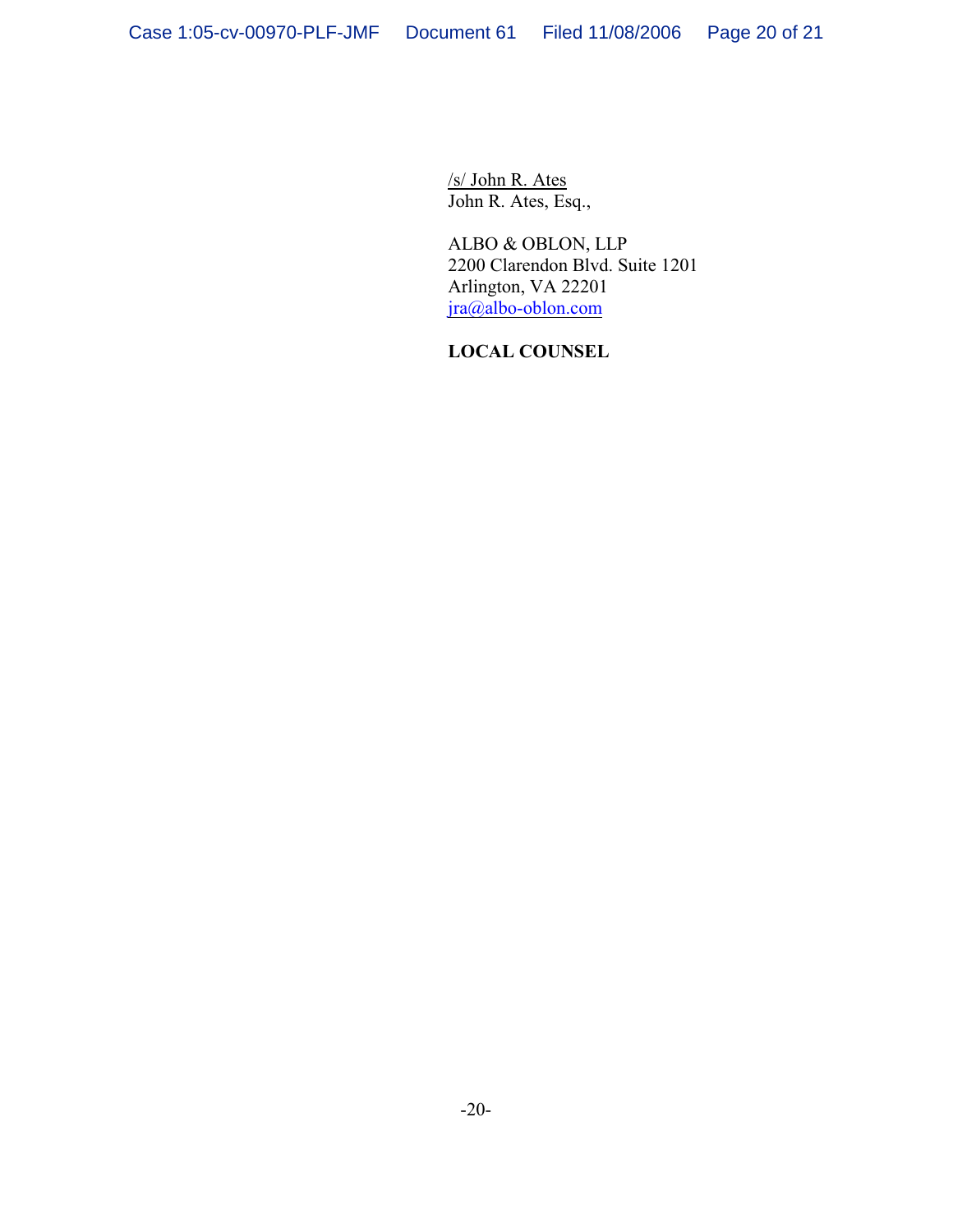/s/ John R. Ates
John R. Ates, Esq.,

ALBO & OBLON, LLP
2200 Clarendon Blvd. Suite 1201
Arlington, VA 22201
jra@albo-oblon.com

**LOCAL COUNSEL**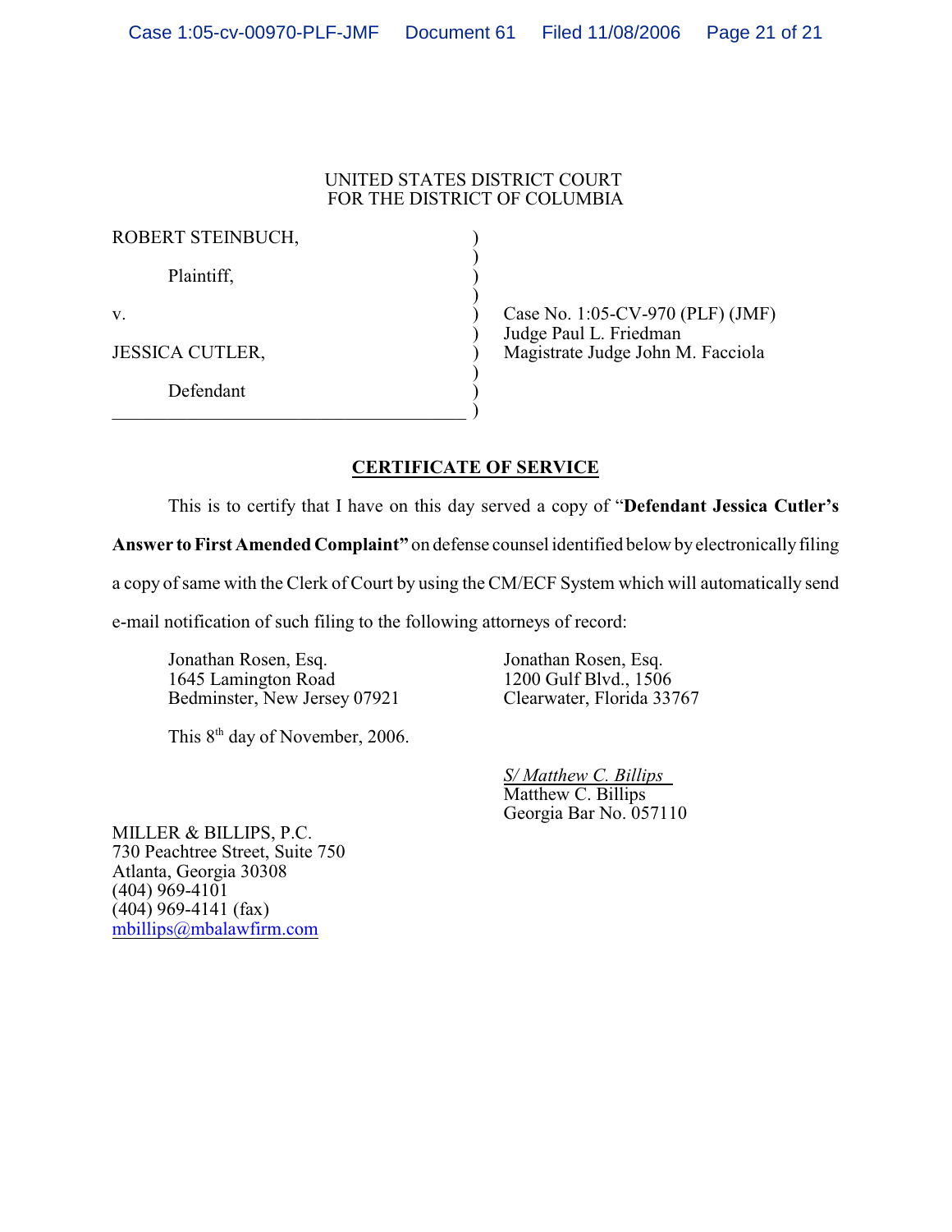UNITED STATES DISTRICT COURT
FOR THE DISTRICT OF COLUMBIA

| | |
|---|---|
| ROBERT STEINBUCH, Plaintiff, | |
| v. | Case No. 1:05-CV-970 (PLF) (JMF) |
| | Judge Paul L. Friedman |
| JESSICA CUTLER, Defendant | Magistrate Judge John M. Facciola |

## CERTIFICATE OF SERVICE

This is to certify that I have on this day served a copy of "**Defendant Jessica Cutler's Answer to First Amended Complaint"** on defense counsel identified below by electronically filing a copy of same with the Clerk of Court by using the CM/ECF System which will automatically send e-mail notification of such filing to the following attorneys of record:

Jonathan Rosen, Esq.
1645 Lamington Road
Bedminster, New Jersey 07921

Jonathan Rosen, Esq.
1200 Gulf Blvd., 1506
Clearwater, Florida 33767

This 8th day of November, 2006.

*S/ Matthew C. Billips*
Matthew C. Billips
Georgia Bar No. 057110

MILLER & BILLIPS, P.C.
730 Peachtree Street, Suite 750
Atlanta, Georgia 30308
(404) 969-4101
(404) 969-4141 (fax)
mbillips@mbalawfirm.com